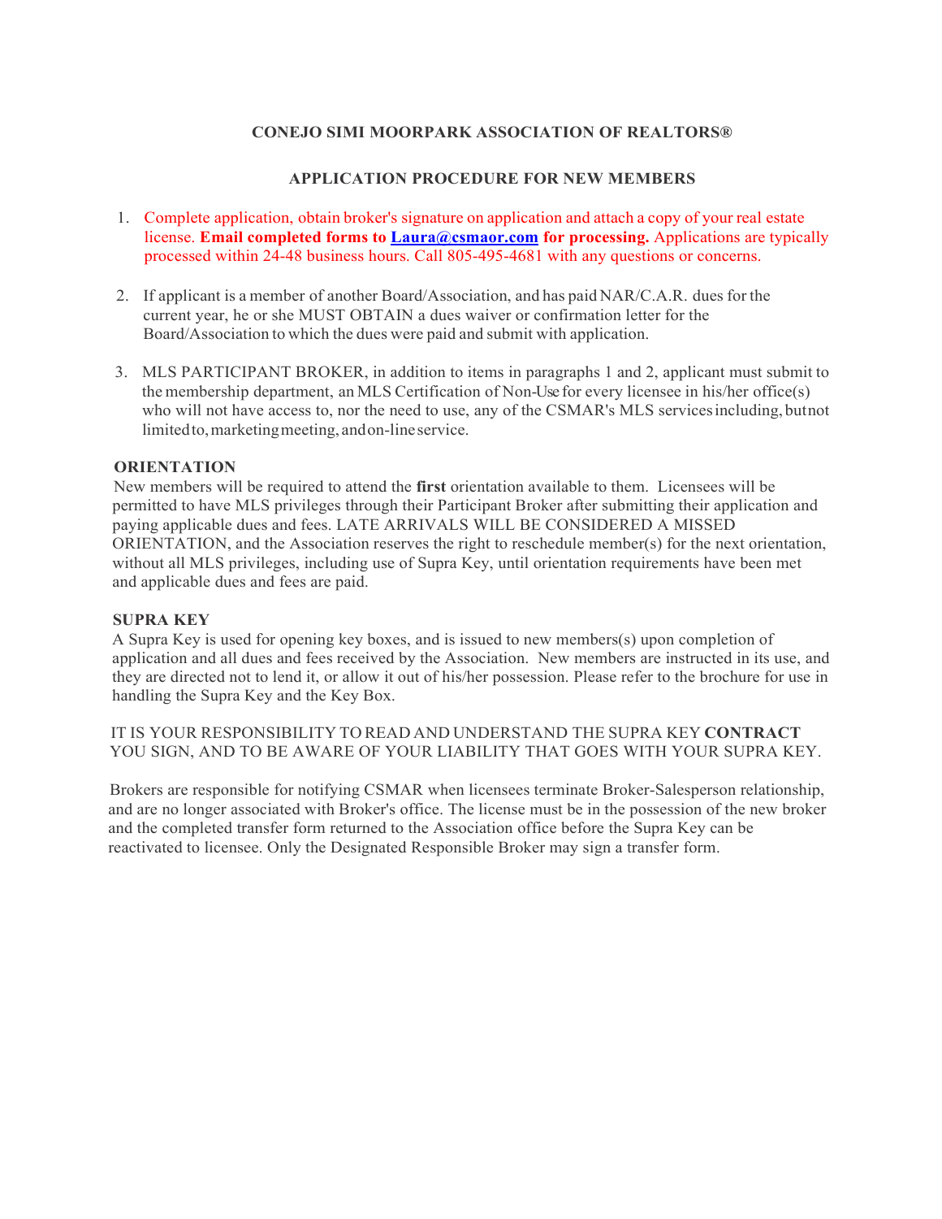# CONEJO SIMI MOORPARK ASSOCIATION OF REALTORS®

## APPLICATION PROCEDURE FOR NEW MEMBERS

1. Complete application, obtain broker's signature on application and attach a copy of your real estate license. **Email completed forms to Laura@csmaor.com for processing.** Applications are typically processed within 24-48 business hours. Call 805-495-4681 with any questions or concerns.

2. If applicant is a member of another Board/Association, and has paid NAR/C.A.R. dues for the current year, he or she MUST OBTAIN a dues waiver or confirmation letter for the Board/Association to which the dues were paid and submit with application.

3. MLS PARTICIPANT BROKER, in addition to items in paragraphs 1 and 2, applicant must submit to the membership department, an MLS Certification of Non-Use for every licensee in his/her office(s) who will not have access to, nor the need to use, any of the CSMAR's MLS services including, but not limited to, marketing meeting, and on-line service.

**ORIENTATION**

New members will be required to attend the **first** orientation available to them. Licensees will be permitted to have MLS privileges through their Participant Broker after submitting their application and paying applicable dues and fees. LATE ARRIVALS WILL BE CONSIDERED A MISSED ORIENTATION, and the Association reserves the right to reschedule member(s) for the next orientation, without all MLS privileges, including use of Supra Key, until orientation requirements have been met and applicable dues and fees are paid.

**SUPRA KEY**

A Supra Key is used for opening key boxes, and is issued to new members(s) upon completion of application and all dues and fees received by the Association. New members are instructed in its use, and they are directed not to lend it, or allow it out of his/her possession. Please refer to the brochure for use in handling the Supra Key and the Key Box.

IT IS YOUR RESPONSIBILITY TO READ AND UNDERSTAND THE SUPRA KEY **CONTRACT** YOU SIGN, AND TO BE AWARE OF YOUR LIABILITY THAT GOES WITH YOUR SUPRA KEY.

Brokers are responsible for notifying CSMAR when licensees terminate Broker-Salesperson relationship, and are no longer associated with Broker's office. The license must be in the possession of the new broker and the completed transfer form returned to the Association office before the Supra Key can be reactivated to licensee. Only the Designated Responsible Broker may sign a transfer form.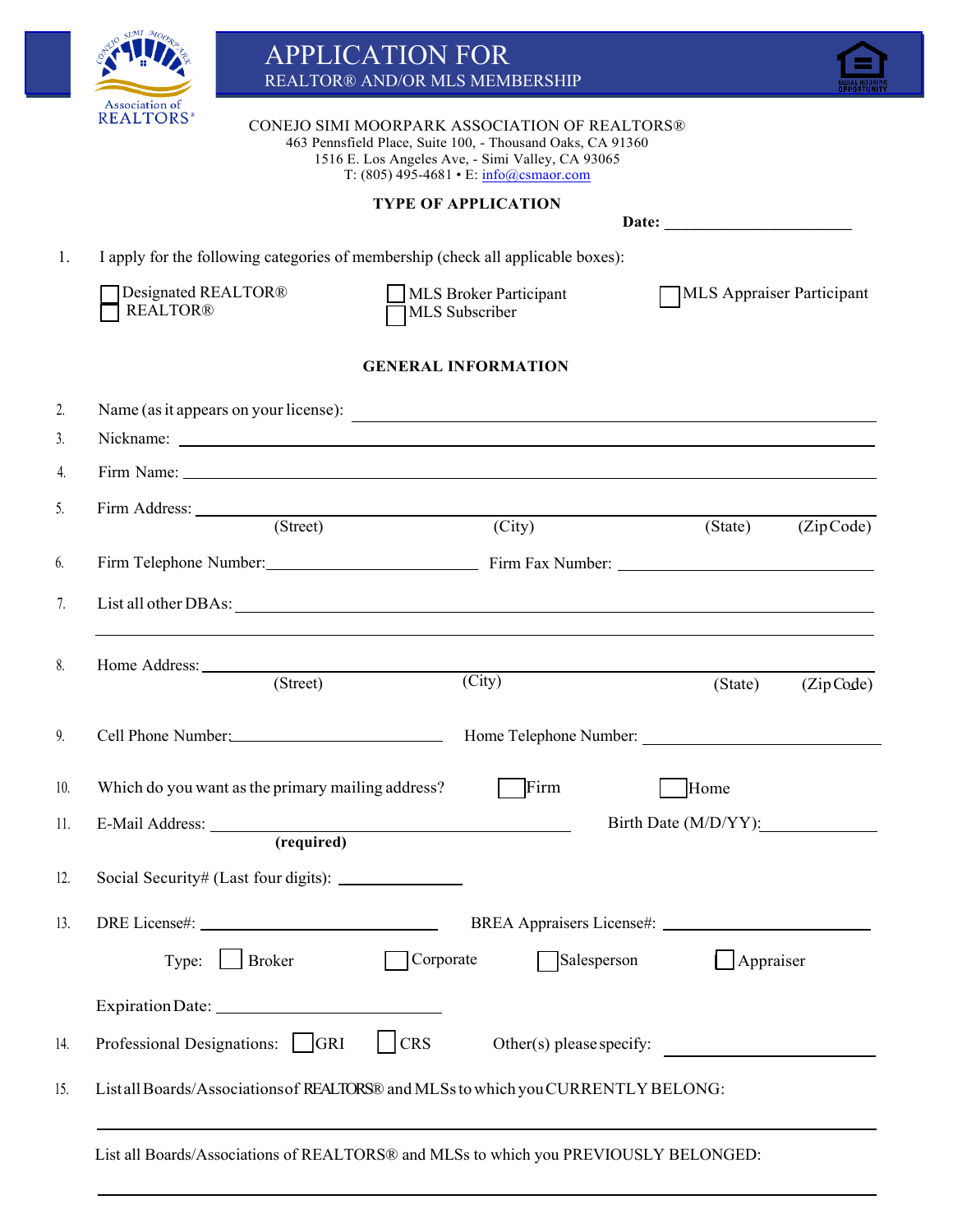# APPLICATION FOR
REALTOR® AND/OR MLS MEMBERSHIP

CONEJO SIMI MOORPARK ASSOCIATION OF REALTORS®
463 Pennsfield Place, Suite 100, - Thousand Oaks, CA 91360
1516 E. Los Angeles Ave, - Simi Valley, CA 93065
T: (805) 495-4681 • E: info@csmaor.com

**TYPE OF APPLICATION**

**Date:** _______________________

1. I apply for the following categories of membership (check all applicable boxes):

☐ Designated REALTOR®
☐ REALTOR®
☐ MLS Broker Participant
☐ MLS Subscriber
☐ MLS Appraiser Participant

**GENERAL INFORMATION**

2. Name (as it appears on your license): ______________________________
3. Nickname: ______________________________
4. Firm Name: ______________________________
5. Firm Address: ______________________________
   (Street) (City) (State) (Zip Code)
6. Firm Telephone Number: ______________ Firm Fax Number: ______________
7. List all other DBAs: ______________________________

   ______________________________
8. Home Address: ______________________________
   (Street) (City) (State) (Zip Code)
9. Cell Phone Number: ______________ Home Telephone Number: ______________
10. Which do you want as the primary mailing address? ☐ Firm ☐ Home
11. E-Mail Address: ______________ **(required)** Birth Date (M/D/YY): ______________
12. Social Security# (Last four digits): ______________
13. DRE License#: ______________ BREA Appraisers License#: ______________

    Type: ☐ Broker ☐ Corporate ☐ Salesperson ☐ Appraiser

    Expiration Date: ______________
14. Professional Designations: ☐ GRI ☐ CRS Other(s) please specify: ______________
15. List all Boards/Associations of REALTORS® and MLSs to which you CURRENTLY BELONG:

    ______________________________

    List all Boards/Associations of REALTORS® and MLSs to which you PREVIOUSLY BELONGED:

    ______________________________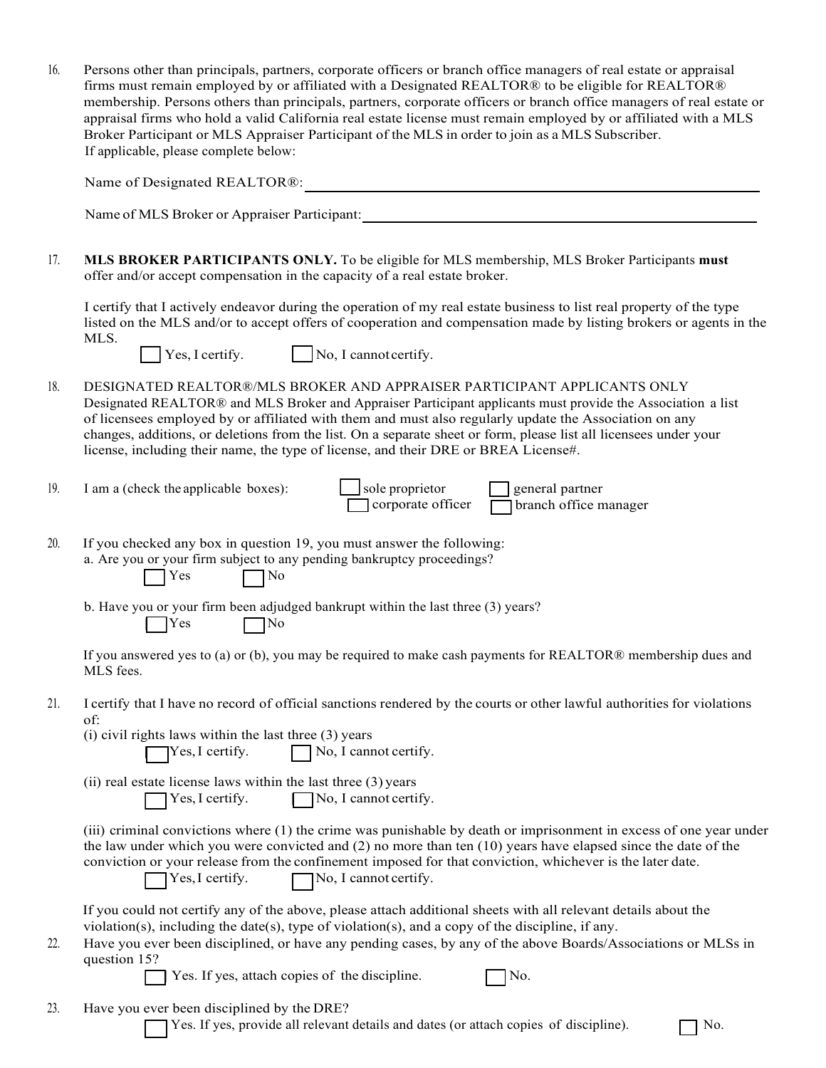16. Persons other than principals, partners, corporate officers or branch office managers of real estate or appraisal firms must remain employed by or affiliated with a Designated REALTOR® to be eligible for REALTOR® membership. Persons others than principals, partners, corporate officers or branch office managers of real estate or appraisal firms who hold a valid California real estate license must remain employed by or affiliated with a MLS Broker Participant or MLS Appraiser Participant of the MLS in order to join as a MLS Subscriber.
    If applicable, please complete below:

    Name of Designated REALTOR®: ______________________________

    Name of MLS Broker or Appraiser Participant: ______________________________

17. **MLS BROKER PARTICIPANTS ONLY.** To be eligible for MLS membership, MLS Broker Participants **must** offer and/or accept compensation in the capacity of a real estate broker.

    I certify that I actively endeavor during the operation of my real estate business to list real property of the type listed on the MLS and/or to accept offers of cooperation and compensation made by listing brokers or agents in the MLS.

    ☐ Yes, I certify. ☐ No, I cannot certify.

18. DESIGNATED REALTOR®/MLS BROKER AND APPRAISER PARTICIPANT APPLICANTS ONLY
    Designated REALTOR® and MLS Broker and Appraiser Participant applicants must provide the Association a list of licensees employed by or affiliated with them and must also regularly update the Association on any changes, additions, or deletions from the list. On a separate sheet or form, please list all licensees under your license, including their name, the type of license, and their DRE or BREA License#.

19. I am a (check the applicable boxes): ☐ sole proprietor ☐ general partner ☐ corporate officer ☐ branch office manager

20. If you checked any box in question 19, you must answer the following:
    a. Are you or your firm subject to any pending bankruptcy proceedings?
    ☐ Yes ☐ No

    b. Have you or your firm been adjudged bankrupt within the last three (3) years?
    ☐ Yes ☐ No

    If you answered yes to (a) or (b), you may be required to make cash payments for REALTOR® membership dues and MLS fees.

21. I certify that I have no record of official sanctions rendered by the courts or other lawful authorities for violations of:
    (i) civil rights laws within the last three (3) years
    ☐ Yes, I certify. ☐ No, I cannot certify.

    (ii) real estate license laws within the last three (3) years
    ☐ Yes, I certify. ☐ No, I cannot certify.

    (iii) criminal convictions where (1) the crime was punishable by death or imprisonment in excess of one year under the law under which you were convicted and (2) no more than ten (10) years have elapsed since the date of the conviction or your release from the confinement imposed for that conviction, whichever is the later date.
    ☐ Yes, I certify. ☐ No, I cannot certify.

    If you could not certify any of the above, please attach additional sheets with all relevant details about the violation(s), including the date(s), type of violation(s), and a copy of the discipline, if any.

22. Have you ever been disciplined, or have any pending cases, by any of the above Boards/Associations or MLSs in question 15?
    ☐ Yes. If yes, attach copies of the discipline. ☐ No.

23. Have you ever been disciplined by the DRE?
    ☐ Yes. If yes, provide all relevant details and dates (or attach copies of discipline). ☐ No.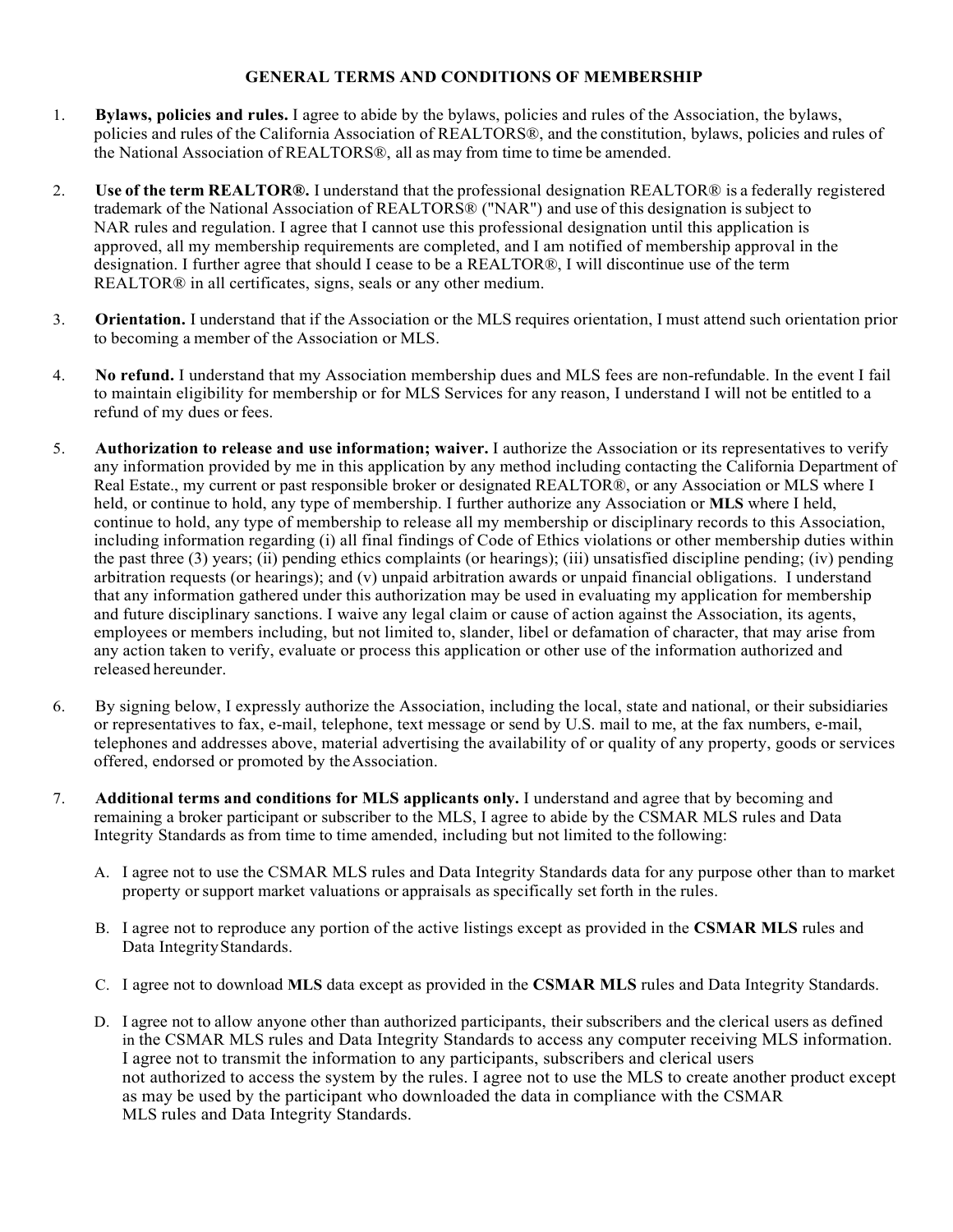## GENERAL TERMS AND CONDITIONS OF MEMBERSHIP

1. **Bylaws, policies and rules.** I agree to abide by the bylaws, policies and rules of the Association, the bylaws, policies and rules of the California Association of REALTORS®, and the constitution, bylaws, policies and rules of the National Association of REALTORS®, all as may from time to time be amended.

2. **Use of the term REALTOR®.** I understand that the professional designation REALTOR® is a federally registered trademark of the National Association of REALTORS® ("NAR") and use of this designation is subject to NAR rules and regulation. I agree that I cannot use this professional designation until this application is approved, all my membership requirements are completed, and I am notified of membership approval in the designation. I further agree that should I cease to be a REALTOR®, I will discontinue use of the term REALTOR® in all certificates, signs, seals or any other medium.

3. **Orientation.** I understand that if the Association or the MLS requires orientation, I must attend such orientation prior to becoming a member of the Association or MLS.

4. **No refund.** I understand that my Association membership dues and MLS fees are non-refundable. In the event I fail to maintain eligibility for membership or for MLS Services for any reason, I understand I will not be entitled to a refund of my dues or fees.

5. **Authorization to release and use information; waiver.** I authorize the Association or its representatives to verify any information provided by me in this application by any method including contacting the California Department of Real Estate., my current or past responsible broker or designated REALTOR®, or any Association or MLS where I held, or continue to hold, any type of membership. I further authorize any Association or **MLS** where I held, continue to hold, any type of membership to release all my membership or disciplinary records to this Association, including information regarding (i) all final findings of Code of Ethics violations or other membership duties within the past three (3) years; (ii) pending ethics complaints (or hearings); (iii) unsatisfied discipline pending; (iv) pending arbitration requests (or hearings); and (v) unpaid arbitration awards or unpaid financial obligations. I understand that any information gathered under this authorization may be used in evaluating my application for membership and future disciplinary sanctions. I waive any legal claim or cause of action against the Association, its agents, employees or members including, but not limited to, slander, libel or defamation of character, that may arise from any action taken to verify, evaluate or process this application or other use of the information authorized and released hereunder.

6. By signing below, I expressly authorize the Association, including the local, state and national, or their subsidiaries or representatives to fax, e-mail, telephone, text message or send by U.S. mail to me, at the fax numbers, e-mail, telephones and addresses above, material advertising the availability of or quality of any property, goods or services offered, endorsed or promoted by the Association.

7. **Additional terms and conditions for MLS applicants only.** I understand and agree that by becoming and remaining a broker participant or subscriber to the MLS, I agree to abide by the CSMAR MLS rules and Data Integrity Standards as from time to time amended, including but not limited to the following:

   A. I agree not to use the CSMAR MLS rules and Data Integrity Standards data for any purpose other than to market property or support market valuations or appraisals as specifically set forth in the rules.

   B. I agree not to reproduce any portion of the active listings except as provided in the **CSMAR MLS** rules and Data Integrity Standards.

   C. I agree not to download **MLS** data except as provided in the **CSMAR MLS** rules and Data Integrity Standards.

   D. I agree not to allow anyone other than authorized participants, their subscribers and the clerical users as defined in the CSMAR MLS rules and Data Integrity Standards to access any computer receiving MLS information. I agree not to transmit the information to any participants, subscribers and clerical users not authorized to access the system by the rules. I agree not to use the MLS to create another product except as may be used by the participant who downloaded the data in compliance with the CSMAR MLS rules and Data Integrity Standards.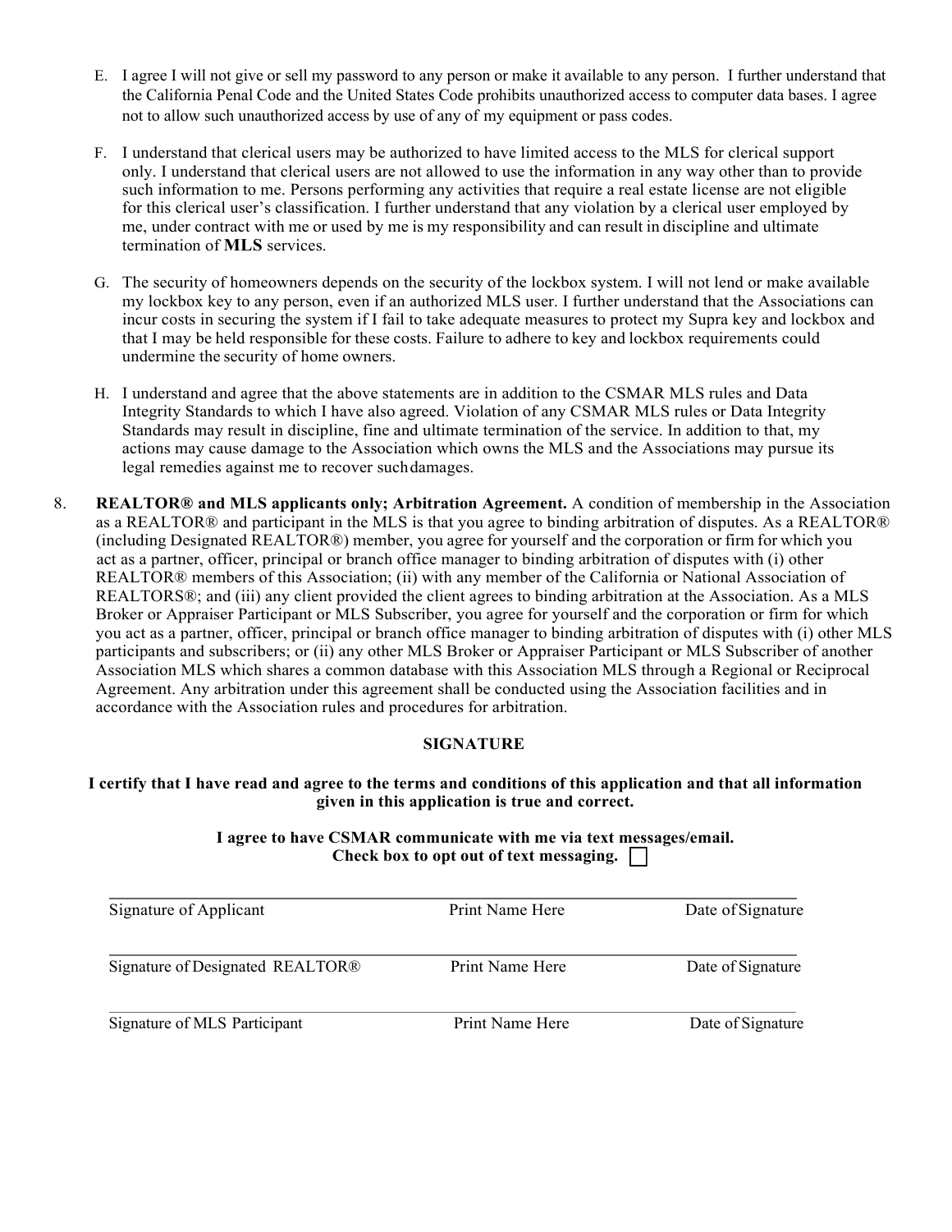E. I agree I will not give or sell my password to any person or make it available to any person. I further understand that the California Penal Code and the United States Code prohibits unauthorized access to computer data bases. I agree not to allow such unauthorized access by use of any of my equipment or pass codes.

F. I understand that clerical users may be authorized to have limited access to the MLS for clerical support only. I understand that clerical users are not allowed to use the information in any way other than to provide such information to me. Persons performing any activities that require a real estate license are not eligible for this clerical user's classification. I further understand that any violation by a clerical user employed by me, under contract with me or used by me is my responsibility and can result in discipline and ultimate termination of **MLS** services.

G. The security of homeowners depends on the security of the lockbox system. I will not lend or make available my lockbox key to any person, even if an authorized MLS user. I further understand that the Associations can incur costs in securing the system if I fail to take adequate measures to protect my Supra key and lockbox and that I may be held responsible for these costs. Failure to adhere to key and lockbox requirements could undermine the security of home owners.

H. I understand and agree that the above statements are in addition to the CSMAR MLS rules and Data Integrity Standards to which I have also agreed. Violation of any CSMAR MLS rules or Data Integrity Standards may result in discipline, fine and ultimate termination of the service. In addition to that, my actions may cause damage to the Association which owns the MLS and the Associations may pursue its legal remedies against me to recover such damages.

8. **REALTOR® and MLS applicants only; Arbitration Agreement.** A condition of membership in the Association as a REALTOR® and participant in the MLS is that you agree to binding arbitration of disputes. As a REALTOR® (including Designated REALTOR®) member, you agree for yourself and the corporation or firm for which you act as a partner, officer, principal or branch office manager to binding arbitration of disputes with (i) other REALTOR® members of this Association; (ii) with any member of the California or National Association of REALTORS®; and (iii) any client provided the client agrees to binding arbitration at the Association. As a MLS Broker or Appraiser Participant or MLS Subscriber, you agree for yourself and the corporation or firm for which you act as a partner, officer, principal or branch office manager to binding arbitration of disputes with (i) other MLS participants and subscribers; or (ii) any other MLS Broker or Appraiser Participant or MLS Subscriber of another Association MLS which shares a common database with this Association MLS through a Regional or Reciprocal Agreement. Any arbitration under this agreement shall be conducted using the Association facilities and in accordance with the Association rules and procedures for arbitration.

**SIGNATURE**

**I certify that I have read and agree to the terms and conditions of this application and that all information given in this application is true and correct.**

**I agree to have CSMAR communicate with me via text messages/email.**
**Check box to opt out of text messaging.** ☐

| | | |
|---|---|---|
| Signature of Applicant | Print Name Here | Date of Signature |
| Signature of Designated REALTOR® | Print Name Here | Date of Signature |
| Signature of MLS Participant | Print Name Here | Date of Signature |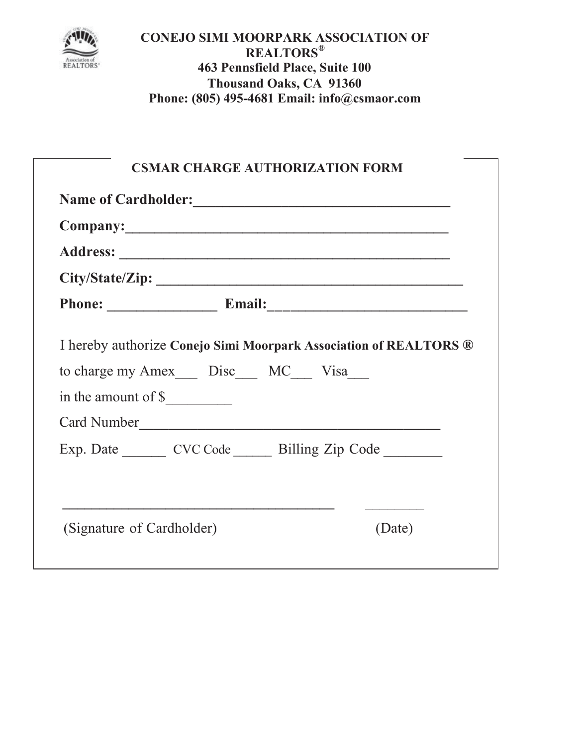**CONEJO SIMI MOORPARK ASSOCIATION OF REALTORS®**
**463 Pennsfield Place, Suite 100**
**Thousand Oaks, CA 91360**
**Phone: (805) 495-4681 Email: info@csmaor.com**

## CSMAR CHARGE AUTHORIZATION FORM

**Name of Cardholder:**____________________________________

**Company:**_____________________________________________

**Address:** _____________________________________________

**City/State/Zip:** ________________________________________

**Phone:** _______________ **Email:**___________________________

I hereby authorize **Conejo Simi Moorpark Association of REALTORS ®** to charge my Amex___ Disc___ MC___ Visa___

in the amount of $_________

Card Number____________________________________________

Exp. Date ______ CVC Code _____ Billing Zip Code ________

_______________________________________ ________

(Signature of Cardholder) (Date)